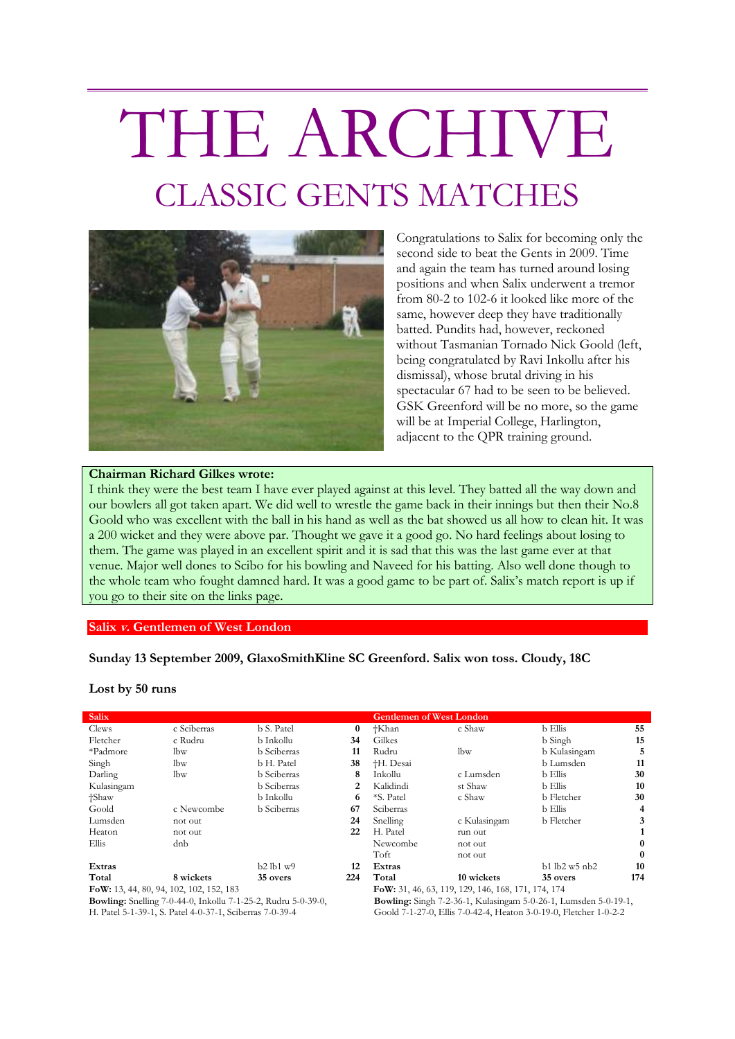# THE ARCHIVE

## CLASSIC GENTS MATCHES

Congratulations to Salix for becoming only the second side to beat the Gents in 2009. Time and again the team has turned around losing positions and when Salix underwent a tremor from 80-2 to 102-6 it looked like more of the same, however deep they have traditionally batted. Pundits had, however, reckoned without Tasmanian Tornado Nick Goold (left, being congratulated by Ravi Inkollu after his dismissal), whose brutal driving in his spectacular 67 had to be seen to be believed. GSK Greenford will be no more, so the game will be at Imperial College, Harlington, adjacent to the QPR training ground.

**Chairman Richard Gilkes wrote:**

I think they were the best team I have ever played against at this level. They batted all the way down and our bowlers all got taken apart. We did well to wrestle the game back in their innings but then their No.8 Goold who was excellent with the ball in his hand as well as the bat showed us all how to clean hit. It was a 200 wicket and they were above par. Thought we gave it a good go. No hard feelings about losing to them. The game was played in an excellent spirit and it is sad that this was the last game ever at that venue. Major well dones to Scibo for his bowling and Naveed for his batting. Also well done though to the whole team who fought damned hard. It was a good game to be part of. Salix's match report is up if you go to their site on the links page.

### Salix *v.* Gentlemen of West London

**Sunday 13 September 2009, GlaxoSmithKline SC Greenford. Salix won toss. Cloudy, 18C**

**Lost by 50 runs**

| Salix | | | |
|---|---|---|---|
| Clews | c Sciberras | b S. Patel | **0** |
| Fletcher | c Rudru | b Inkollu | **34** |
| *Padmore | lbw | b Sciberras | **11** |
| Singh | lbw | b H. Patel | **38** |
| Darling | lbw | b Sciberras | **8** |
| Kulasingam | | b Sciberras | **2** |
| †Shaw | | b Inkollu | **6** |
| Goold | c Newcombe | b Sciberras | **67** |
| Lumsden | not out | | **24** |
| Heaton | not out | | **22** |
| Ellis | dnb | | |
| **Extras** | | b2 lb1 w9 | **12** |
| **Total** | **8 wickets** | **35 overs** | **224** |

**FoW:** 13, 44, 80, 94, 102, 102, 152, 183

**Bowling:** Snelling 7-0-44-0, Inkollu 7-1-25-2, Rudru 5-0-39-0, H. Patel 5-1-39-1, S. Patel 4-0-37-1, Sciberras 7-0-39-4

| Gentlemen of West London | | | |
|---|---|---|---|
| †Khan | c Shaw | b Ellis | **55** |
| Gilkes | | b Singh | **15** |
| Rudru | lbw | b Kulasingam | **5** |
| †H. Desai | | b Lumsden | **11** |
| Inkollu | c Lumsden | b Ellis | **30** |
| Kalidindi | st Shaw | b Ellis | **10** |
| *S. Patel | c Shaw | b Fletcher | **30** |
| Sciberras | | b Ellis | **4** |
| Snelling | c Kulasingam | b Fletcher | **3** |
| H. Patel | run out | | **1** |
| Newcombe | not out | | **0** |
| Toft | not out | | **0** |
| **Extras** | | b1 lb2 w5 nb2 | **10** |
| **Total** | **10 wickets** | **35 overs** | **174** |

**FoW:** 31, 46, 63, 119, 129, 146, 168, 171, 174, 174

**Bowling:** Singh 7-2-36-1, Kulasingam 5-0-26-1, Lumsden 5-0-19-1, Goold 7-1-27-0, Ellis 7-0-42-4, Heaton 3-0-19-0, Fletcher 1-0-2-2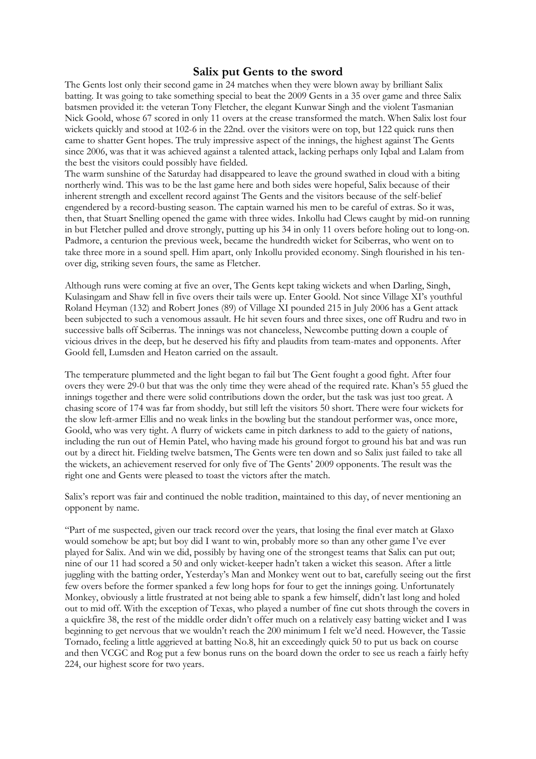## Salix put Gents to the sword

The Gents lost only their second game in 24 matches when they were blown away by brilliant Salix batting. It was going to take something special to beat the 2009 Gents in a 35 over game and three Salix batsmen provided it: the veteran Tony Fletcher, the elegant Kunwar Singh and the violent Tasmanian Nick Goold, whose 67 scored in only 11 overs at the crease transformed the match. When Salix lost four wickets quickly and stood at 102-6 in the 22nd. over the visitors were on top, but 122 quick runs then came to shatter Gent hopes. The truly impressive aspect of the innings, the highest against The Gents since 2006, was that it was achieved against a talented attack, lacking perhaps only Iqbal and Lalam from the best the visitors could possibly have fielded.

The warm sunshine of the Saturday had disappeared to leave the ground swathed in cloud with a biting northerly wind. This was to be the last game here and both sides were hopeful, Salix because of their inherent strength and excellent record against The Gents and the visitors because of the self-belief engendered by a record-busting season. The captain warned his men to be careful of extras. So it was, then, that Stuart Snelling opened the game with three wides. Inkollu had Clews caught by mid-on running in but Fletcher pulled and drove strongly, putting up his 34 in only 11 overs before holing out to long-on. Padmore, a centurion the previous week, became the hundredth wicket for Sciberras, who went on to take three more in a sound spell. Him apart, only Inkollu provided economy. Singh flourished in his ten-over dig, striking seven fours, the same as Fletcher.

Although runs were coming at five an over, The Gents kept taking wickets and when Darling, Singh, Kulasingam and Shaw fell in five overs their tails were up. Enter Goold. Not since Village XI's youthful Roland Heyman (132) and Robert Jones (89) of Village XI pounded 215 in July 2006 has a Gent attack been subjected to such a venomous assault. He hit seven fours and three sixes, one off Rudru and two in successive balls off Sciberras. The innings was not chanceless, Newcombe putting down a couple of vicious drives in the deep, but he deserved his fifty and plaudits from team-mates and opponents. After Goold fell, Lumsden and Heaton carried on the assault.

The temperature plummeted and the light began to fail but The Gent fought a good fight. After four overs they were 29-0 but that was the only time they were ahead of the required rate. Khan's 55 glued the innings together and there were solid contributions down the order, but the task was just too great. A chasing score of 174 was far from shoddy, but still left the visitors 50 short. There were four wickets for the slow left-armer Ellis and no weak links in the bowling but the standout performer was, once more, Goold, who was very tight. A flurry of wickets came in pitch darkness to add to the gaiety of nations, including the run out of Hemin Patel, who having made his ground forgot to ground his bat and was run out by a direct hit. Fielding twelve batsmen, The Gents were ten down and so Salix just failed to take all the wickets, an achievement reserved for only five of The Gents' 2009 opponents. The result was the right one and Gents were pleased to toast the victors after the match.

Salix's report was fair and continued the noble tradition, maintained to this day, of never mentioning an opponent by name.

"Part of me suspected, given our track record over the years, that losing the final ever match at Glaxo would somehow be apt; but boy did I want to win, probably more so than any other game I've ever played for Salix. And win we did, possibly by having one of the strongest teams that Salix can put out; nine of our 11 had scored a 50 and only wicket-keeper hadn't taken a wicket this season. After a little juggling with the batting order, Yesterday's Man and Monkey went out to bat, carefully seeing out the first few overs before the former spanked a few long hops for four to get the innings going. Unfortunately Monkey, obviously a little frustrated at not being able to spank a few himself, didn't last long and holed out to mid off. With the exception of Texas, who played a number of fine cut shots through the covers in a quickfire 38, the rest of the middle order didn't offer much on a relatively easy batting wicket and I was beginning to get nervous that we wouldn't reach the 200 minimum I felt we'd need. However, the Tassie Tornado, feeling a little aggrieved at batting No.8, hit an exceedingly quick 50 to put us back on course and then VCGC and Rog put a few bonus runs on the board down the order to see us reach a fairly hefty 224, our highest score for two years.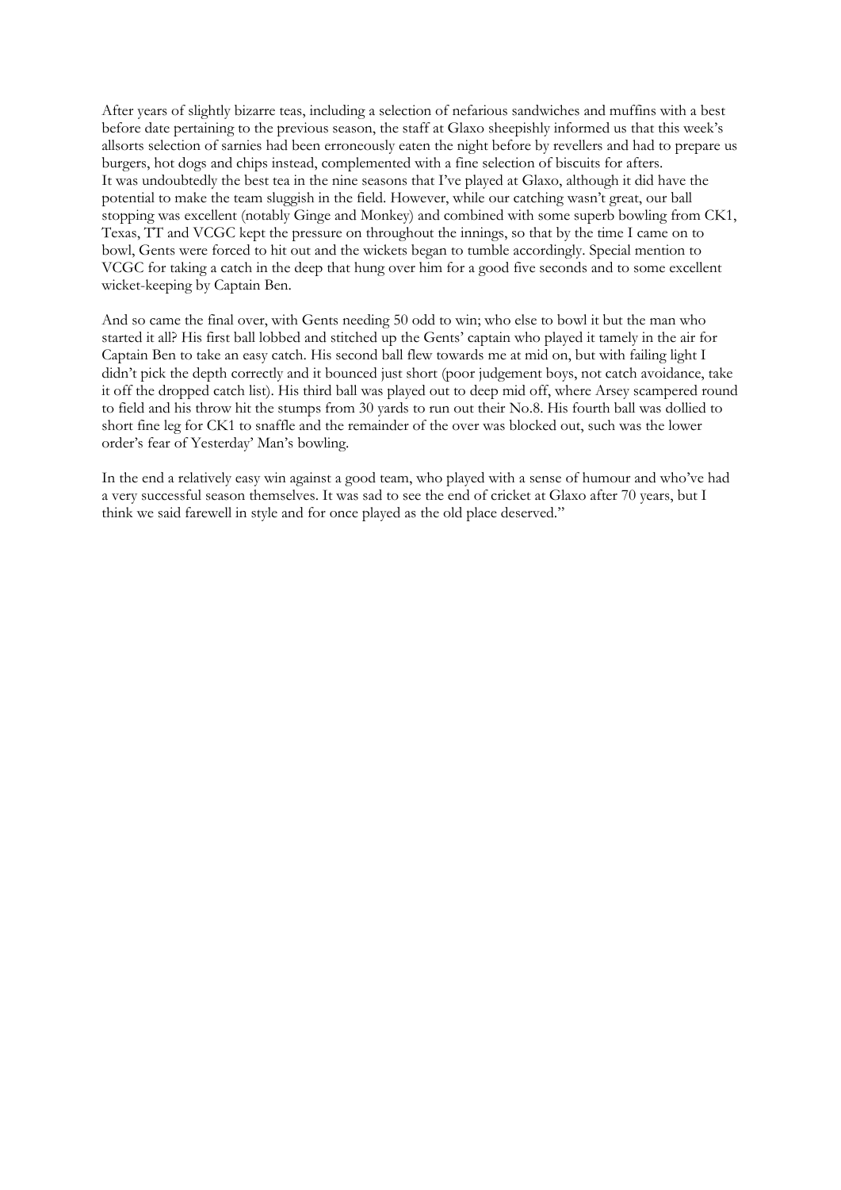After years of slightly bizarre teas, including a selection of nefarious sandwiches and muffins with a best before date pertaining to the previous season, the staff at Glaxo sheepishly informed us that this week's allsorts selection of sarnies had been erroneously eaten the night before by revellers and had to prepare us burgers, hot dogs and chips instead, complemented with a fine selection of biscuits for afters.
It was undoubtedly the best tea in the nine seasons that I've played at Glaxo, although it did have the potential to make the team sluggish in the field. However, while our catching wasn't great, our ball stopping was excellent (notably Ginge and Monkey) and combined with some superb bowling from CK1, Texas, TT and VCGC kept the pressure on throughout the innings, so that by the time I came on to bowl, Gents were forced to hit out and the wickets began to tumble accordingly. Special mention to VCGC for taking a catch in the deep that hung over him for a good five seconds and to some excellent wicket-keeping by Captain Ben.

And so came the final over, with Gents needing 50 odd to win; who else to bowl it but the man who started it all? His first ball lobbed and stitched up the Gents' captain who played it tamely in the air for Captain Ben to take an easy catch. His second ball flew towards me at mid on, but with failing light I didn't pick the depth correctly and it bounced just short (poor judgement boys, not catch avoidance, take it off the dropped catch list). His third ball was played out to deep mid off, where Arsey scampered round to field and his throw hit the stumps from 30 yards to run out their No.8. His fourth ball was dollied to short fine leg for CK1 to snaffle and the remainder of the over was blocked out, such was the lower order's fear of Yesterday' Man's bowling.

In the end a relatively easy win against a good team, who played with a sense of humour and who've had a very successful season themselves. It was sad to see the end of cricket at Glaxo after 70 years, but I think we said farewell in style and for once played as the old place deserved."